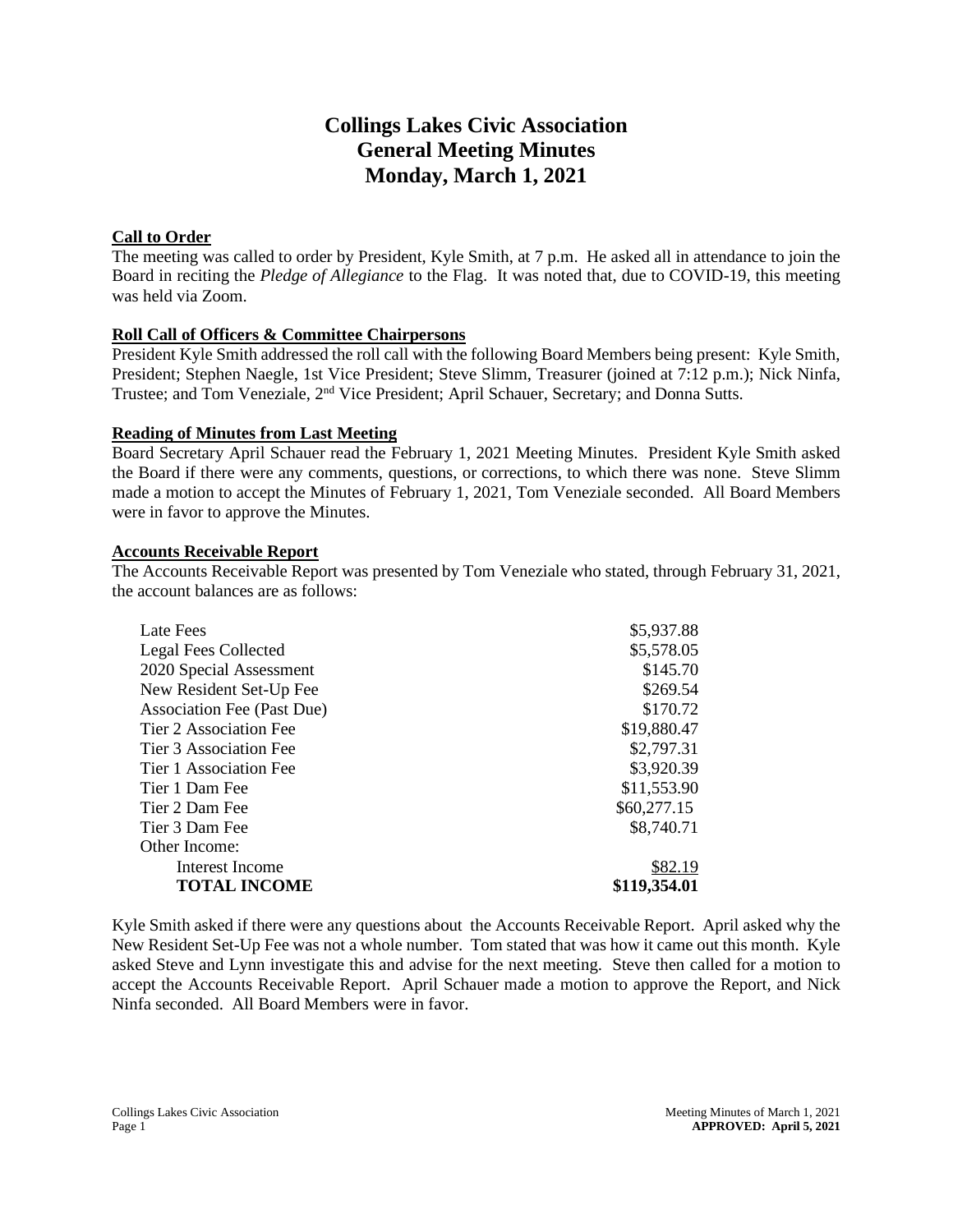# Collings Lakes Civic Association
# General Meeting Minutes
# Monday, March 1, 2021

**Call to Order**

The meeting was called to order by President, Kyle Smith, at 7 p.m. He asked all in attendance to join the Board in reciting the *Pledge of Allegiance* to the Flag. It was noted that, due to COVID-19, this meeting was held via Zoom.

**Roll Call of Officers & Committee Chairpersons**

President Kyle Smith addressed the roll call with the following Board Members being present: Kyle Smith, President; Stephen Naegle, 1st Vice President; Steve Slimm, Treasurer (joined at 7:12 p.m.); Nick Ninfa, Trustee; and Tom Veneziale, 2nd Vice President; April Schauer, Secretary; and Donna Sutts.

**Reading of Minutes from Last Meeting**

Board Secretary April Schauer read the February 1, 2021 Meeting Minutes. President Kyle Smith asked the Board if there were any comments, questions, or corrections, to which there was none. Steve Slimm made a motion to accept the Minutes of February 1, 2021, Tom Veneziale seconded. All Board Members were in favor to approve the Minutes.

**Accounts Receivable Report**

The Accounts Receivable Report was presented by Tom Veneziale who stated, through February 31, 2021, the account balances are as follows:

| | |
|---|---|
| Late Fees | $5,937.88 |
| Legal Fees Collected | $5,578.05 |
| 2020 Special Assessment | $145.70 |
| New Resident Set-Up Fee | $269.54 |
| Association Fee (Past Due) | $170.72 |
| Tier 2 Association Fee | $19,880.47 |
| Tier 3 Association Fee | $2,797.31 |
| Tier 1 Association Fee | $3,920.39 |
| Tier 1 Dam Fee | $11,553.90 |
| Tier 2 Dam Fee | $60,277.15 |
| Tier 3 Dam Fee | $8,740.71 |
| Other Income: | |
| Interest Income | $82.19 |
| **TOTAL INCOME** | **$119,354.01** |

Kyle Smith asked if there were any questions about the Accounts Receivable Report. April asked why the New Resident Set-Up Fee was not a whole number. Tom stated that was how it came out this month. Kyle asked Steve and Lynn investigate this and advise for the next meeting. Steve then called for a motion to accept the Accounts Receivable Report. April Schauer made a motion to approve the Report, and Nick Ninfa seconded. All Board Members were in favor.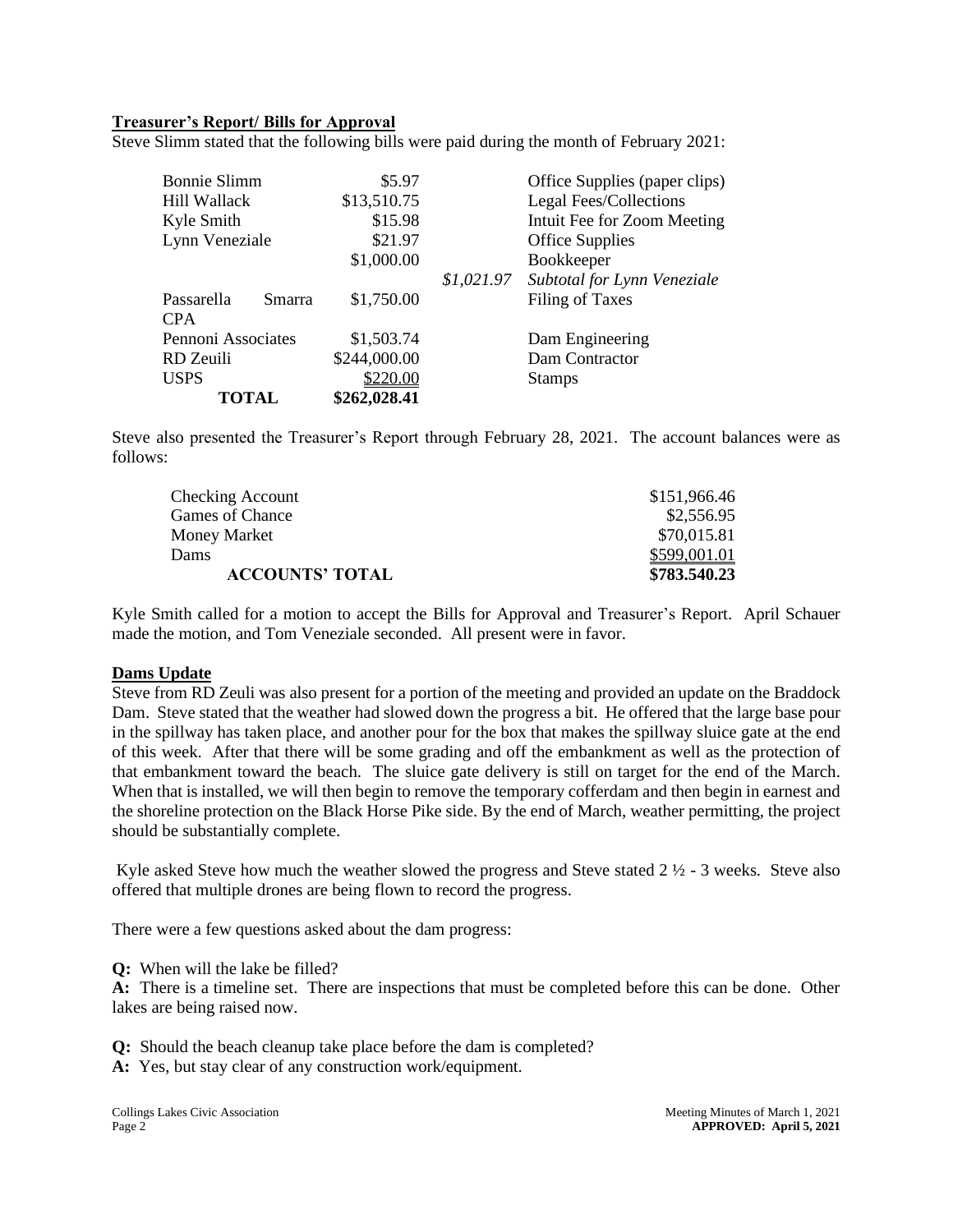**Treasurer's Report/ Bills for Approval**

Steve Slimm stated that the following bills were paid during the month of February 2021:

| | | | |
|---|---|---|---|
| Bonnie Slimm | $5.97 | | Office Supplies (paper clips) |
| Hill Wallack | $13,510.75 | | Legal Fees/Collections |
| Kyle Smith | $15.98 | | Intuit Fee for Zoom Meeting |
| Lynn Veneziale | $21.97 | | Office Supplies |
| | $1,000.00 | | Bookkeeper |
| | | *$1,021.97* | *Subtotal for Lynn Veneziale* |
| Passarella Smarra CPA | $1,750.00 | | Filing of Taxes |
| Pennoni Associates | $1,503.74 | | Dam Engineering |
| RD Zeuili | $244,000.00 | | Dam Contractor |
| USPS | $220.00 | | Stamps |
| **TOTAL** | **$262,028.41** | | |

Steve also presented the Treasurer's Report through February 28, 2021. The account balances were as follows:

| | |
|---|---|
| Checking Account | $151,966.46 |
| Games of Chance | $2,556.95 |
| Money Market | $70,015.81 |
| Dams | $599,001.01 |
| **ACCOUNTS' TOTAL** | **$783.540.23** |

Kyle Smith called for a motion to accept the Bills for Approval and Treasurer's Report. April Schauer made the motion, and Tom Veneziale seconded. All present were in favor.

**Dams Update**

Steve from RD Zeuli was also present for a portion of the meeting and provided an update on the Braddock Dam. Steve stated that the weather had slowed down the progress a bit. He offered that the large base pour in the spillway has taken place, and another pour for the box that makes the spillway sluice gate at the end of this week. After that there will be some grading and off the embankment as well as the protection of that embankment toward the beach. The sluice gate delivery is still on target for the end of the March. When that is installed, we will then begin to remove the temporary cofferdam and then begin in earnest and the shoreline protection on the Black Horse Pike side. By the end of March, weather permitting, the project should be substantially complete.

Kyle asked Steve how much the weather slowed the progress and Steve stated 2 ½ - 3 weeks. Steve also offered that multiple drones are being flown to record the progress.

There were a few questions asked about the dam progress:

**Q:** When will the lake be filled?
**A:** There is a timeline set. There are inspections that must be completed before this can be done. Other lakes are being raised now.

**Q:** Should the beach cleanup take place before the dam is completed?
**A:** Yes, but stay clear of any construction work/equipment.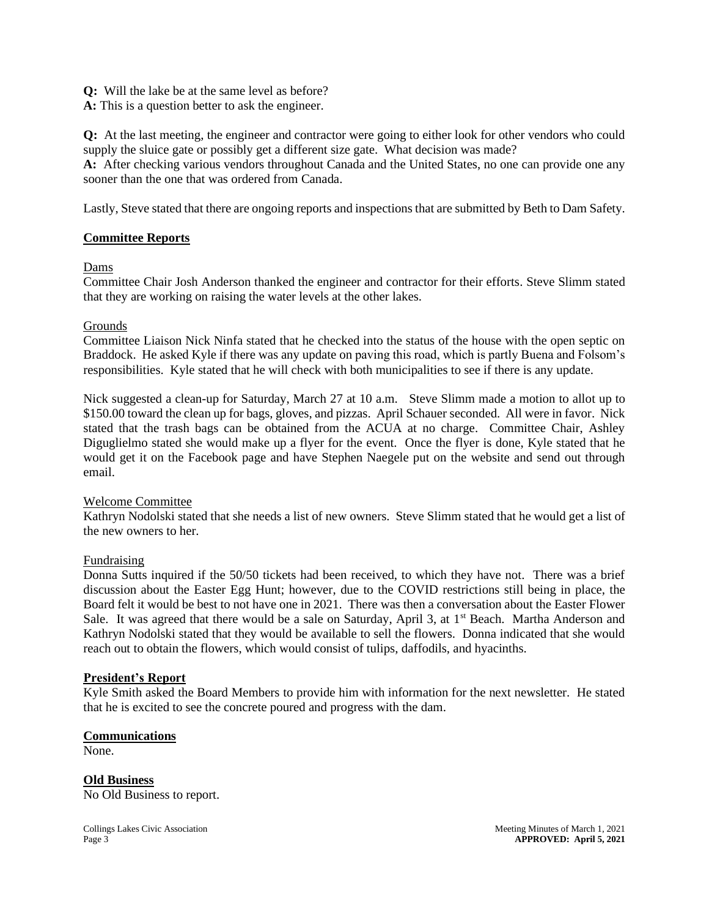**Q:** Will the lake be at the same level as before?
**A:** This is a question better to ask the engineer.

**Q:** At the last meeting, the engineer and contractor were going to either look for other vendors who could supply the sluice gate or possibly get a different size gate. What decision was made?
**A:** After checking various vendors throughout Canada and the United States, no one can provide one any sooner than the one that was ordered from Canada.

Lastly, Steve stated that there are ongoing reports and inspections that are submitted by Beth to Dam Safety.

## Committee Reports

Dams
Committee Chair Josh Anderson thanked the engineer and contractor for their efforts. Steve Slimm stated that they are working on raising the water levels at the other lakes.

Grounds
Committee Liaison Nick Ninfa stated that he checked into the status of the house with the open septic on Braddock. He asked Kyle if there was any update on paving this road, which is partly Buena and Folsom's responsibilities. Kyle stated that he will check with both municipalities to see if there is any update.

Nick suggested a clean-up for Saturday, March 27 at 10 a.m. Steve Slimm made a motion to allot up to $150.00 toward the clean up for bags, gloves, and pizzas. April Schauer seconded. All were in favor. Nick stated that the trash bags can be obtained from the ACUA at no charge. Committee Chair, Ashley Diguglielmo stated she would make up a flyer for the event. Once the flyer is done, Kyle stated that he would get it on the Facebook page and have Stephen Naegele put on the website and send out through email.

Welcome Committee
Kathryn Nodolski stated that she needs a list of new owners. Steve Slimm stated that he would get a list of the new owners to her.

Fundraising
Donna Sutts inquired if the 50/50 tickets had been received, to which they have not. There was a brief discussion about the Easter Egg Hunt; however, due to the COVID restrictions still being in place, the Board felt it would be best to not have one in 2021. There was then a conversation about the Easter Flower Sale. It was agreed that there would be a sale on Saturday, April 3, at 1st Beach. Martha Anderson and Kathryn Nodolski stated that they would be available to sell the flowers. Donna indicated that she would reach out to obtain the flowers, which would consist of tulips, daffodils, and hyacinths.

## President's Report

Kyle Smith asked the Board Members to provide him with information for the next newsletter. He stated that he is excited to see the concrete poured and progress with the dam.

## Communications

None.

## Old Business

No Old Business to report.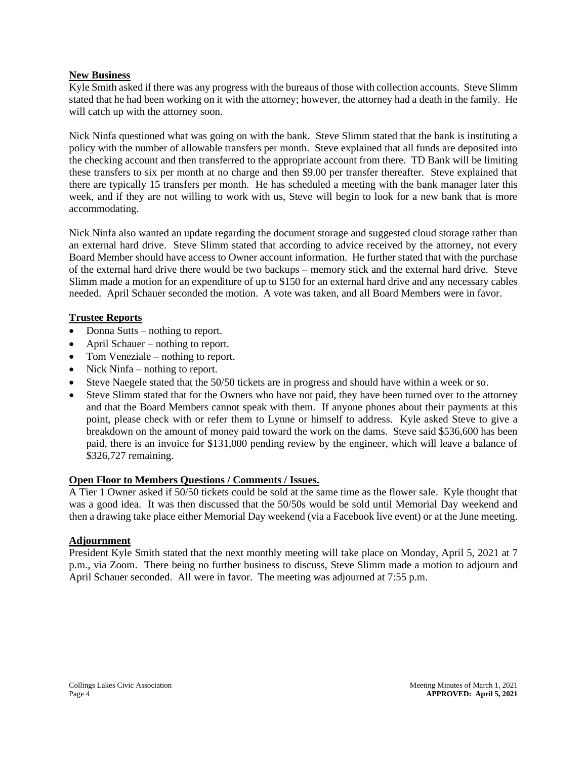## New Business

Kyle Smith asked if there was any progress with the bureaus of those with collection accounts. Steve Slimm stated that he had been working on it with the attorney; however, the attorney had a death in the family. He will catch up with the attorney soon.

Nick Ninfa questioned what was going on with the bank. Steve Slimm stated that the bank is instituting a policy with the number of allowable transfers per month. Steve explained that all funds are deposited into the checking account and then transferred to the appropriate account from there. TD Bank will be limiting these transfers to six per month at no charge and then $9.00 per transfer thereafter. Steve explained that there are typically 15 transfers per month. He has scheduled a meeting with the bank manager later this week, and if they are not willing to work with us, Steve will begin to look for a new bank that is more accommodating.

Nick Ninfa also wanted an update regarding the document storage and suggested cloud storage rather than an external hard drive. Steve Slimm stated that according to advice received by the attorney, not every Board Member should have access to Owner account information. He further stated that with the purchase of the external hard drive there would be two backups – memory stick and the external hard drive. Steve Slimm made a motion for an expenditure of up to $150 for an external hard drive and any necessary cables needed. April Schauer seconded the motion. A vote was taken, and all Board Members were in favor.

## Trustee Reports

- Donna Sutts – nothing to report.
- April Schauer – nothing to report.
- Tom Veneziale – nothing to report.
- Nick Ninfa – nothing to report.
- Steve Naegele stated that the 50/50 tickets are in progress and should have within a week or so.
- Steve Slimm stated that for the Owners who have not paid, they have been turned over to the attorney and that the Board Members cannot speak with them. If anyone phones about their payments at this point, please check with or refer them to Lynne or himself to address. Kyle asked Steve to give a breakdown on the amount of money paid toward the work on the dams. Steve said $536,600 has been paid, there is an invoice for $131,000 pending review by the engineer, which will leave a balance of $326,727 remaining.

## Open Floor to Members Questions / Comments / Issues.

A Tier 1 Owner asked if 50/50 tickets could be sold at the same time as the flower sale. Kyle thought that was a good idea. It was then discussed that the 50/50s would be sold until Memorial Day weekend and then a drawing take place either Memorial Day weekend (via a Facebook live event) or at the June meeting.

## Adjournment

President Kyle Smith stated that the next monthly meeting will take place on Monday, April 5, 2021 at 7 p.m., via Zoom. There being no further business to discuss, Steve Slimm made a motion to adjourn and April Schauer seconded. All were in favor. The meeting was adjourned at 7:55 p.m.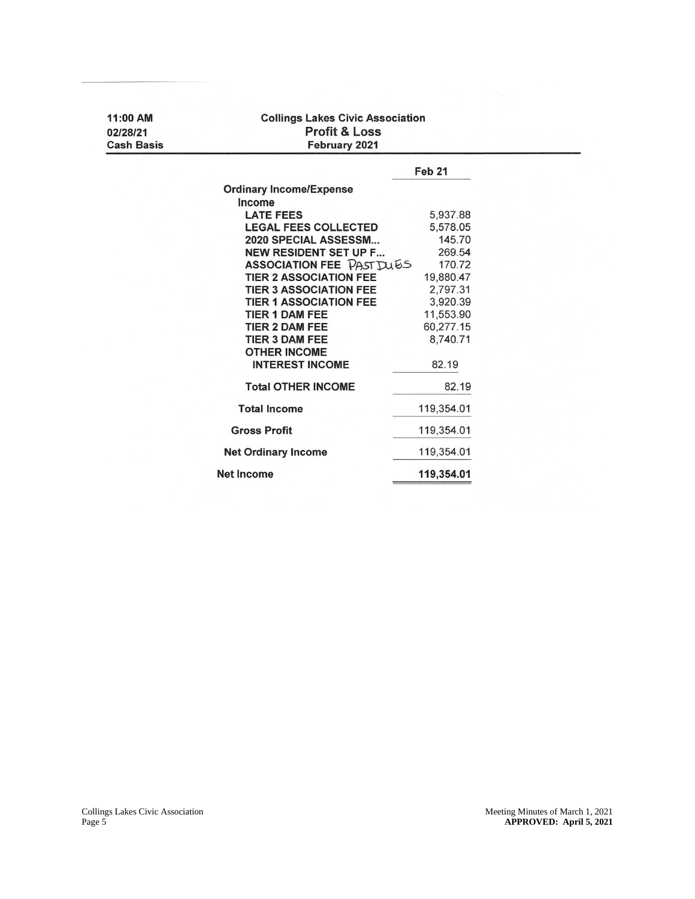11:00 AM
02/28/21
Cash Basis

**Collings Lakes Civic Association**
**Profit & Loss**
**February 2021**

| | Feb 21 |
|---|---|
| **Ordinary Income/Expense** | |
| **Income** | |
| **LATE FEES** | 5,937.88 |
| **LEGAL FEES COLLECTED** | 5,578.05 |
| **2020 SPECIAL ASSESSM...** | 145.70 |
| **NEW RESIDENT SET UP F...** | 269.54 |
| **ASSOCIATION FEE** PAST DUES | 170.72 |
| **TIER 2 ASSOCIATION FEE** | 19,880.47 |
| **TIER 3 ASSOCIATION FEE** | 2,797.31 |
| **TIER 1 ASSOCIATION FEE** | 3,920.39 |
| **TIER 1 DAM FEE** | 11,553.90 |
| **TIER 2 DAM FEE** | 60,277.15 |
| **TIER 3 DAM FEE** | 8,740.71 |
| **OTHER INCOME** | |
| **INTEREST INCOME** | 82.19 |
| **Total OTHER INCOME** | 82.19 |
| **Total Income** | 119,354.01 |
| **Gross Profit** | 119,354.01 |
| **Net Ordinary Income** | 119,354.01 |
| **Net Income** | **119,354.01** |

Meeting Minutes of March 1, 2021
**APPROVED: April 5, 2021**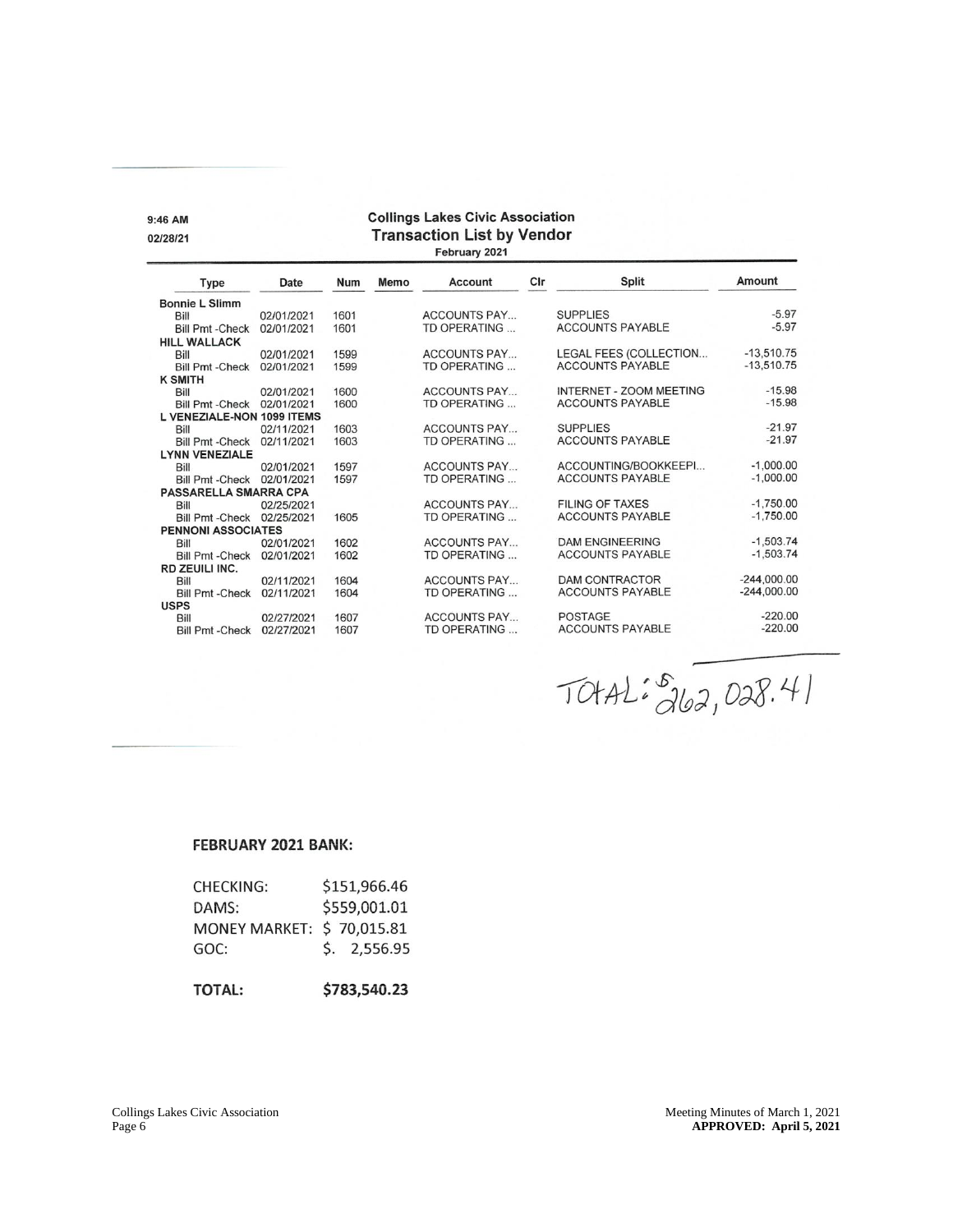9:46 AM
02/28/21

**Collings Lakes Civic Association**
**Transaction List by Vendor**
February 2021

| Type | Date | Num | Memo | Account | Clr | Split | Amount |
|---|---|---|---|---|---|---|---|
| **Bonnie L Slimm** | | | | | | | |
| Bill | 02/01/2021 | 1601 | | ACCOUNTS PAY... | | SUPPLIES | -5.97 |
| Bill Pmt -Check | 02/01/2021 | 1601 | | TD OPERATING ... | | ACCOUNTS PAYABLE | -5.97 |
| **HILL WALLACK** | | | | | | | |
| Bill | 02/01/2021 | 1599 | | ACCOUNTS PAY... | | LEGAL FEES (COLLECTION... | -13,510.75 |
| Bill Pmt -Check | 02/01/2021 | 1599 | | TD OPERATING ... | | ACCOUNTS PAYABLE | -13,510.75 |
| **K SMITH** | | | | | | | |
| Bill | 02/01/2021 | 1600 | | ACCOUNTS PAY... | | INTERNET - ZOOM MEETING | -15.98 |
| Bill Pmt -Check | 02/01/2021 | 1600 | | TD OPERATING ... | | ACCOUNTS PAYABLE | -15.98 |
| **L VENEZIALE-NON 1099 ITEMS** | | | | | | | |
| Bill | 02/11/2021 | 1603 | | ACCOUNTS PAY... | | SUPPLIES | -21.97 |
| Bill Pmt -Check | 02/11/2021 | 1603 | | TD OPERATING ... | | ACCOUNTS PAYABLE | -21.97 |
| **LYNN VENEZIALE** | | | | | | | |
| Bill | 02/01/2021 | 1597 | | ACCOUNTS PAY... | | ACCOUNTING/BOOKKEEPI... | -1,000.00 |
| Bill Pmt -Check | 02/01/2021 | 1597 | | TD OPERATING ... | | ACCOUNTS PAYABLE | -1,000.00 |
| **PASSARELLA SMARRA CPA** | | | | | | | |
| Bill | 02/25/2021 | | | ACCOUNTS PAY... | | FILING OF TAXES | -1,750.00 |
| Bill Pmt -Check | 02/25/2021 | 1605 | | TD OPERATING ... | | ACCOUNTS PAYABLE | -1,750.00 |
| **PENNONI ASSOCIATES** | | | | | | | |
| Bill | 02/01/2021 | 1602 | | ACCOUNTS PAY... | | DAM ENGINEERING | -1,503.74 |
| Bill Pmt -Check | 02/01/2021 | 1602 | | TD OPERATING ... | | ACCOUNTS PAYABLE | -1,503.74 |
| **RD ZEUILI INC.** | | | | | | | |
| Bill | 02/11/2021 | 1604 | | ACCOUNTS PAY... | | DAM CONTRACTOR | -244,000.00 |
| Bill Pmt -Check | 02/11/2021 | 1604 | | TD OPERATING ... | | ACCOUNTS PAYABLE | -244,000.00 |
| **USPS** | | | | | | | |
| Bill | 02/27/2021 | 1607 | | ACCOUNTS PAY... | | POSTAGE | -220.00 |
| Bill Pmt -Check | 02/27/2021 | 1607 | | TD OPERATING ... | | ACCOUNTS PAYABLE | -220.00 |

TOTAL: $262,028.41

**FEBRUARY 2021 BANK:**

| | |
|---|---|
| CHECKING: | $151,966.46 |
| DAMS: | $559,001.01 |
| MONEY MARKET: | $ 70,015.81 |
| GOC: | $. 2,556.95 |
| **TOTAL:** | **$783,540.23** |

Meeting Minutes of March 1, 2021
**APPROVED: April 5, 2021**